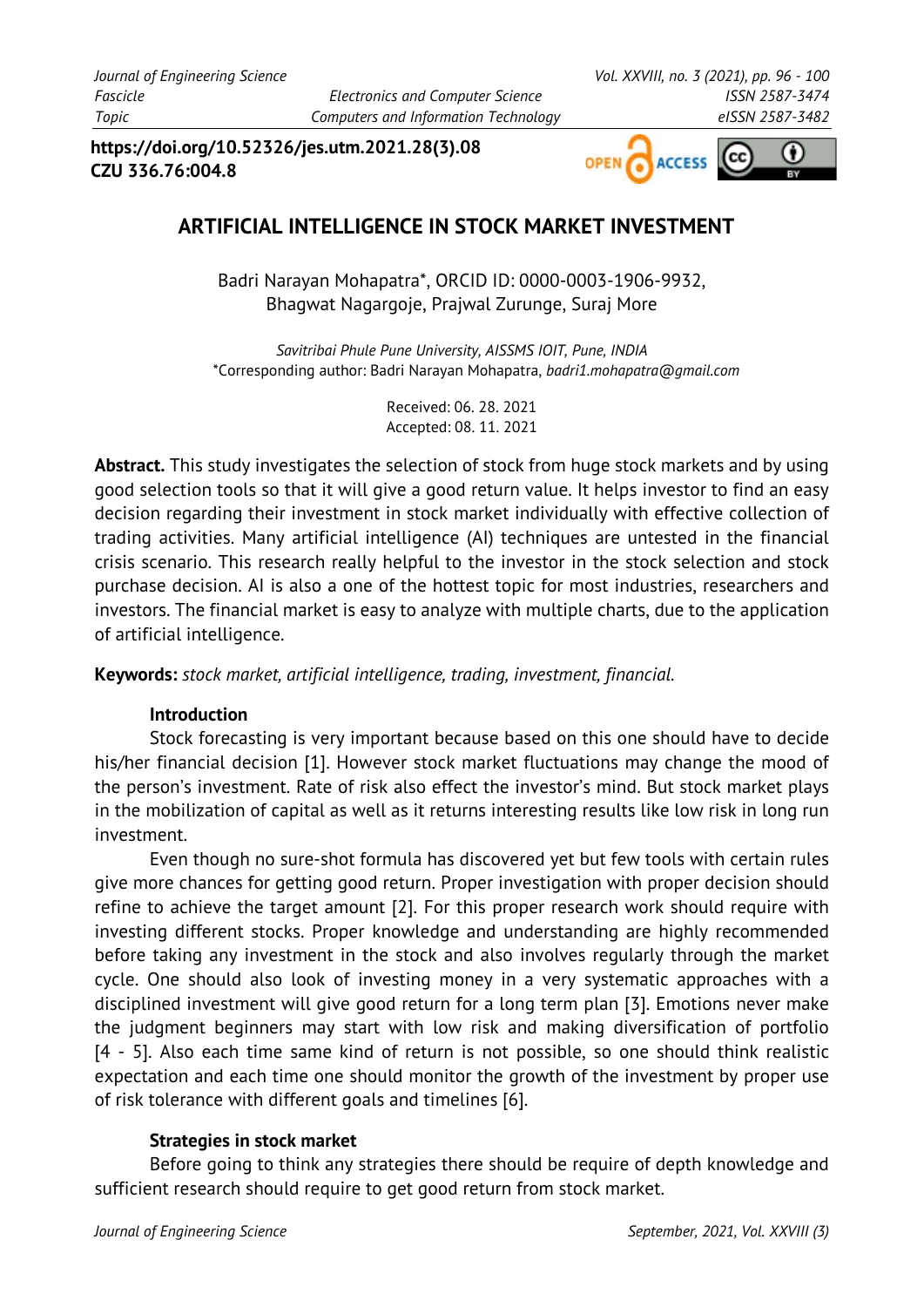https://doi.org/10.52326/jes.utm.2021.28(3).08
CZU 336.76:004.8

# ARTIFICIAL INTELLIGENCE IN STOCK MARKET INVESTMENT

Badri Narayan Mohapatra*, ORCID ID: 0000-0003-1906-9932,
Bhagwat Nagargoje, Prajwal Zurunge, Suraj More

*Savitribai Phule Pune University, AISSMS IOIT, Pune, INDIA*
*Corresponding author: Badri Narayan Mohapatra, *badri1.mohapatra@gmail.com*

Received: 06. 28. 2021
Accepted: 08. 11. 2021

**Abstract.** This study investigates the selection of stock from huge stock markets and by using good selection tools so that it will give a good return value. It helps investor to find an easy decision regarding their investment in stock market individually with effective collection of trading activities. Many artificial intelligence (AI) techniques are untested in the financial crisis scenario. This research really helpful to the investor in the stock selection and stock purchase decision. AI is also a one of the hottest topic for most industries, researchers and investors. The financial market is easy to analyze with multiple charts, due to the application of artificial intelligence.

**Keywords:** *stock market, artificial intelligence, trading, investment, financial.*

## Introduction

Stock forecasting is very important because based on this one should have to decide his/her financial decision [1]. However stock market fluctuations may change the mood of the person's investment. Rate of risk also effect the investor's mind. But stock market plays in the mobilization of capital as well as it returns interesting results like low risk in long run investment.

Even though no sure-shot formula has discovered yet but few tools with certain rules give more chances for getting good return. Proper investigation with proper decision should refine to achieve the target amount [2]. For this proper research work should require with investing different stocks. Proper knowledge and understanding are highly recommended before taking any investment in the stock and also involves regularly through the market cycle. One should also look of investing money in a very systematic approaches with a disciplined investment will give good return for a long term plan [3]. Emotions never make the judgment beginners may start with low risk and making diversification of portfolio [4 - 5]. Also each time same kind of return is not possible, so one should think realistic expectation and each time one should monitor the growth of the investment by proper use of risk tolerance with different goals and timelines [6].

## Strategies in stock market

Before going to think any strategies there should be require of depth knowledge and sufficient research should require to get good return from stock market.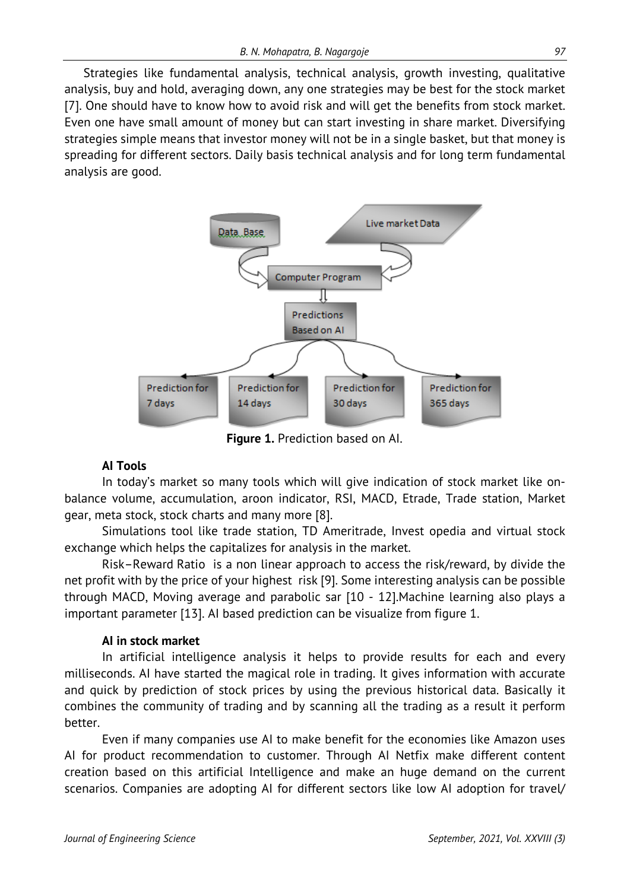Strategies like fundamental analysis, technical analysis, growth investing, qualitative analysis, buy and hold, averaging down, any one strategies may be best for the stock market [7]. One should have to know how to avoid risk and will get the benefits from stock market. Even one have small amount of money but can start investing in share market. Diversifying strategies simple means that investor money will not be in a single basket, but that money is spreading for different sectors. Daily basis technical analysis and for long term fundamental analysis are good.

**Figure 1.** Prediction based on AI.

### AI Tools

In today's market so many tools which will give indication of stock market like on-balance volume, accumulation, aroon indicator, RSI, MACD, Etrade, Trade station, Market gear, meta stock, stock charts and many more [8].

Simulations tool like trade station, TD Ameritrade, Invest opedia and virtual stock exchange which helps the capitalizes for analysis in the market.

Risk–Reward Ratio is a non linear approach to access the risk/reward, by divide the net profit with by the price of your highest risk [9]. Some interesting analysis can be possible through MACD, Moving average and parabolic sar [10 - 12].Machine learning also plays a important parameter [13]. AI based prediction can be visualize from figure 1.

### AI in stock market

In artificial intelligence analysis it helps to provide results for each and every milliseconds. AI have started the magical role in trading. It gives information with accurate and quick by prediction of stock prices by using the previous historical data. Basically it combines the community of trading and by scanning all the trading as a result it perform better.

Even if many companies use AI to make benefit for the economies like Amazon uses AI for product recommendation to customer. Through AI Netfix make different content creation based on this artificial Intelligence and make an huge demand on the current scenarios. Companies are adopting AI for different sectors like low AI adoption for travel/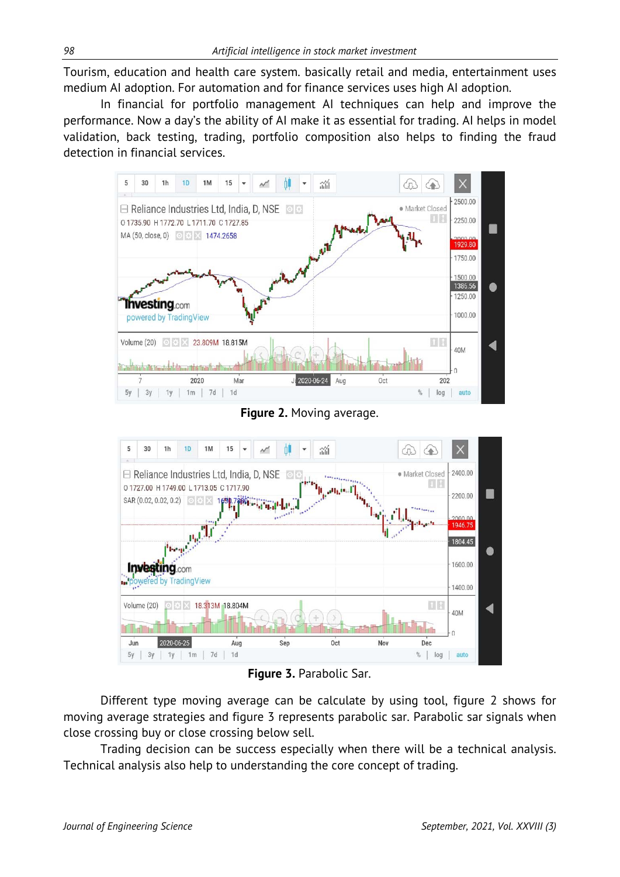Tourism, education and health care system. basically retail and media, entertainment uses medium AI adoption. For automation and for finance services uses high AI adoption.

In financial for portfolio management AI techniques can help and improve the performance. Now a day's the ability of AI make it as essential for trading. AI helps in model validation, back testing, trading, portfolio composition also helps to finding the fraud detection in financial services.

**Figure 2.** Moving average.

**Figure 3.** Parabolic Sar.

Different type moving average can be calculate by using tool, figure 2 shows for moving average strategies and figure 3 represents parabolic sar. Parabolic sar signals when close crossing buy or close crossing below sell.

Trading decision can be success especially when there will be a technical analysis. Technical analysis also help to understanding the core concept of trading.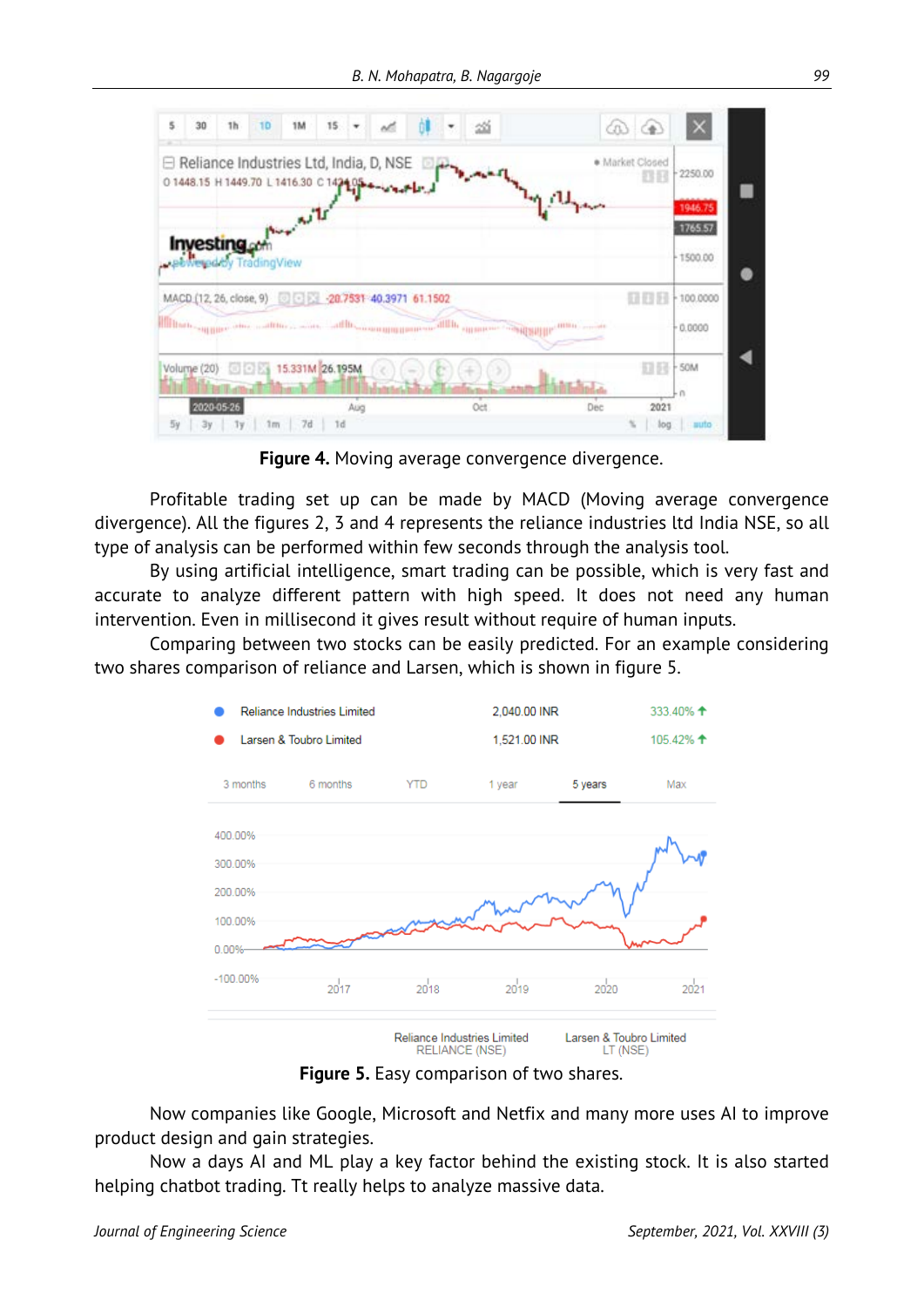**Figure 4.** Moving average convergence divergence.

Profitable trading set up can be made by MACD (Moving average convergence divergence). All the figures 2, 3 and 4 represents the reliance industries ltd India NSE, so all type of analysis can be performed within few seconds through the analysis tool.

By using artificial intelligence, smart trading can be possible, which is very fast and accurate to analyze different pattern with high speed. It does not need any human intervention. Even in millisecond it gives result without require of human inputs.

Comparing between two stocks can be easily predicted. For an example considering two shares comparison of reliance and Larsen, which is shown in figure 5.

**Figure 5.** Easy comparison of two shares.

Now companies like Google, Microsoft and Netfix and many more uses AI to improve product design and gain strategies.

Now a days AI and ML play a key factor behind the existing stock. It is also started helping chatbot trading. Tt really helps to analyze massive data.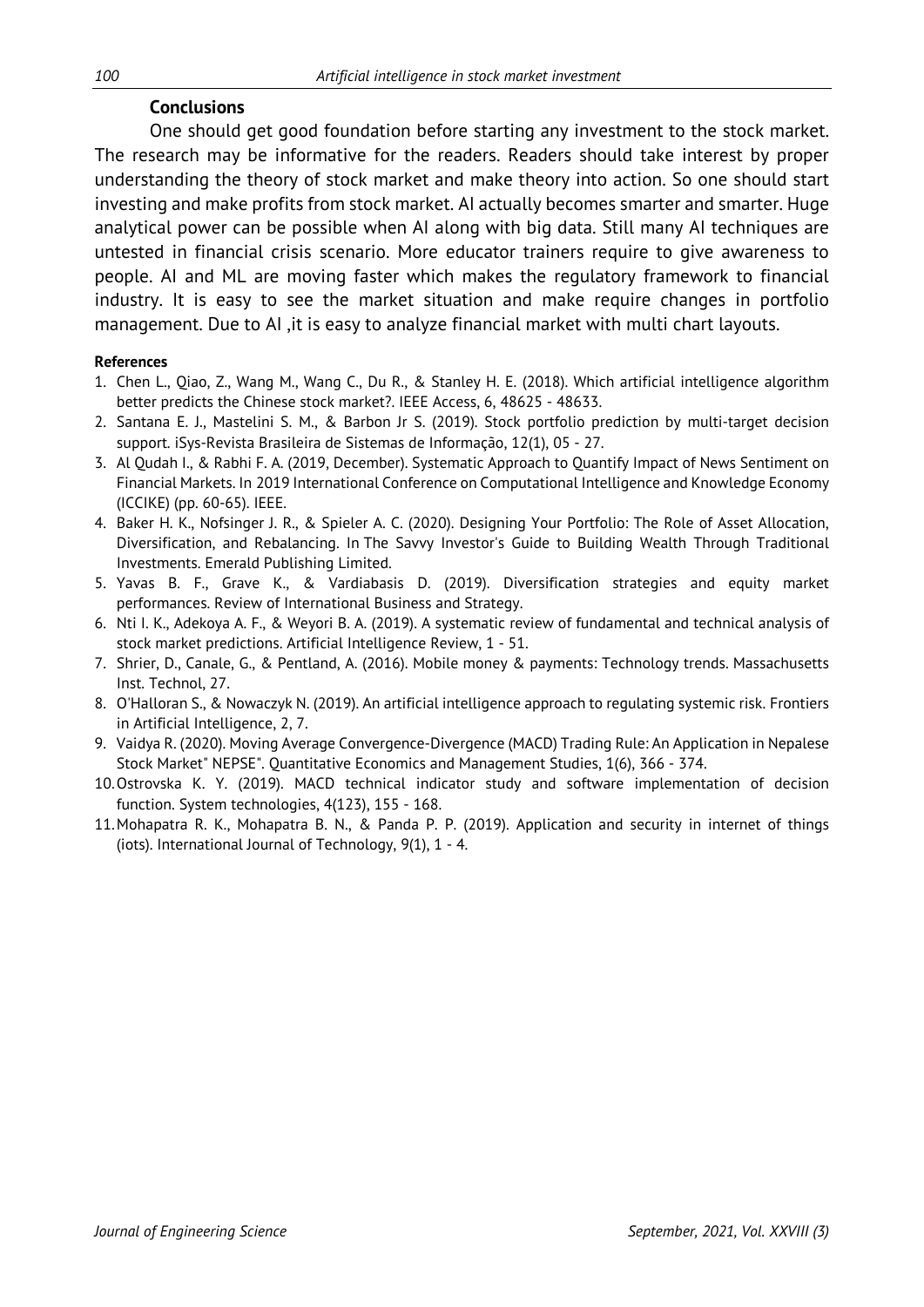## Conclusions

One should get good foundation before starting any investment to the stock market. The research may be informative for the readers. Readers should take interest by proper understanding the theory of stock market and make theory into action. So one should start investing and make profits from stock market. AI actually becomes smarter and smarter. Huge analytical power can be possible when AI along with big data. Still many AI techniques are untested in financial crisis scenario. More educator trainers require to give awareness to people. AI and ML are moving faster which makes the regulatory framework to financial industry. It is easy to see the market situation and make require changes in portfolio management. Due to AI ,it is easy to analyze financial market with multi chart layouts.

### References

1. Chen L., Qiao, Z., Wang M., Wang C., Du R., & Stanley H. E. (2018). Which artificial intelligence algorithm better predicts the Chinese stock market?. IEEE Access, 6, 48625 - 48633.
2. Santana E. J., Mastelini S. M., & Barbon Jr S. (2019). Stock portfolio prediction by multi-target decision support. iSys-Revista Brasileira de Sistemas de Informação, 12(1), 05 - 27.
3. Al Qudah I., & Rabhi F. A. (2019, December). Systematic Approach to Quantify Impact of News Sentiment on Financial Markets. In 2019 International Conference on Computational Intelligence and Knowledge Economy (ICCIKE) (pp. 60-65). IEEE.
4. Baker H. K., Nofsinger J. R., & Spieler A. C. (2020). Designing Your Portfolio: The Role of Asset Allocation, Diversification, and Rebalancing. In The Savvy Investor's Guide to Building Wealth Through Traditional Investments. Emerald Publishing Limited.
5. Yavas B. F., Grave K., & Vardiabasis D. (2019). Diversification strategies and equity market performances. Review of International Business and Strategy.
6. Nti I. K., Adekoya A. F., & Weyori B. A. (2019). A systematic review of fundamental and technical analysis of stock market predictions. Artificial Intelligence Review, 1 - 51.
7. Shrier, D., Canale, G., & Pentland, A. (2016). Mobile money & payments: Technology trends. Massachusetts Inst. Technol, 27.
8. O'Halloran S., & Nowaczyk N. (2019). An artificial intelligence approach to regulating systemic risk. Frontiers in Artificial Intelligence, 2, 7.
9. Vaidya R. (2020). Moving Average Convergence-Divergence (MACD) Trading Rule: An Application in Nepalese Stock Market" NEPSE". Quantitative Economics and Management Studies, 1(6), 366 - 374.
10. Ostrovska K. Y. (2019). MACD technical indicator study and software implementation of decision function. System technologies, 4(123), 155 - 168.
11. Mohapatra R. K., Mohapatra B. N., & Panda P. P. (2019). Application and security in internet of things (iots). International Journal of Technology, 9(1), 1 - 4.